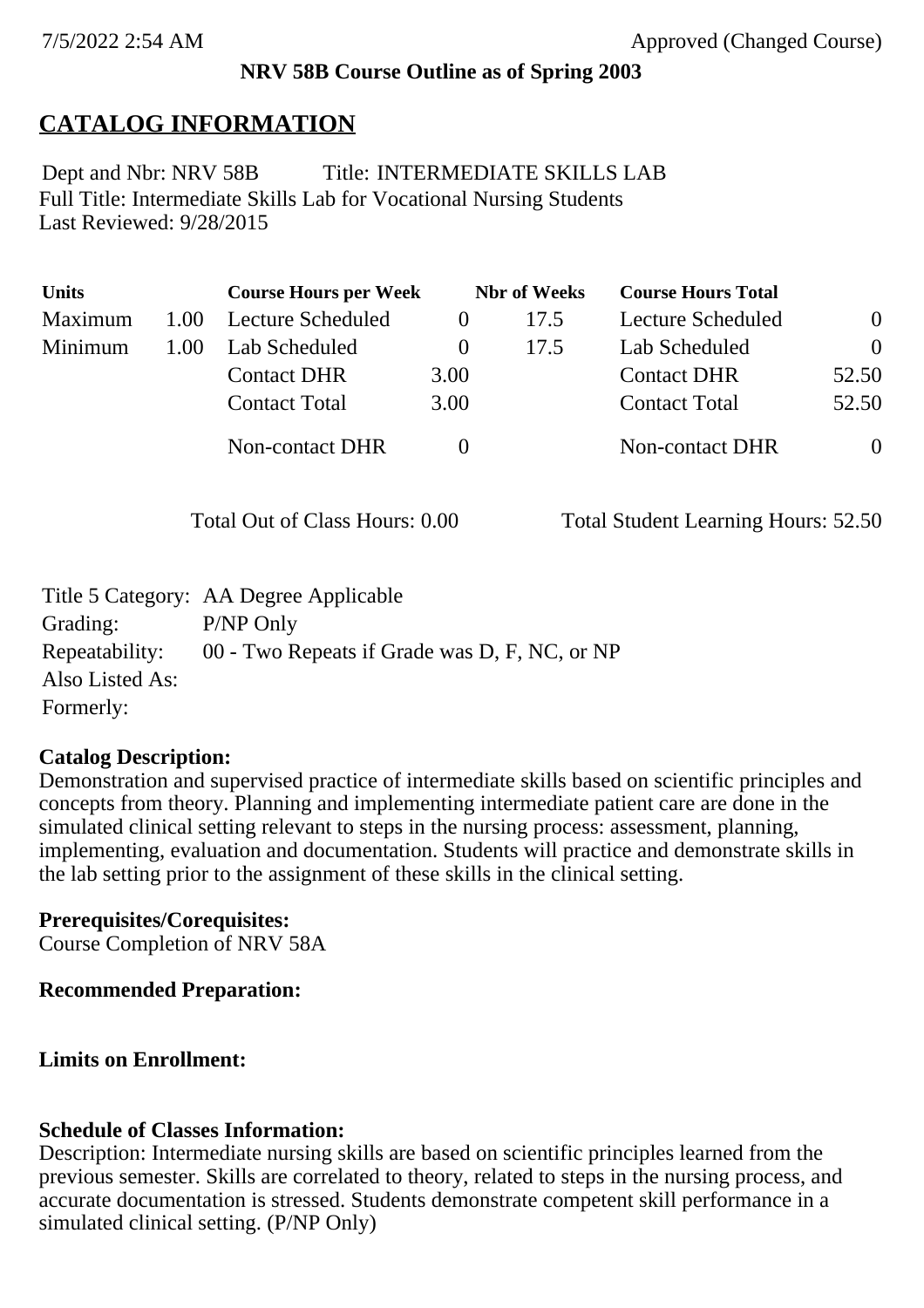**NRV 58B Course Outline as of Spring 2003**

# CATALOG INFORMATION

Dept and Nbr: NRV 58B Title: INTERMEDIATE SKILLS LAB
Full Title: Intermediate Skills Lab for Vocational Nursing Students
Last Reviewed: 9/28/2015

| Units | | Course Hours per Week | | Nbr of Weeks | Course Hours Total | |
|---|---|---|---|---|---|---|
| Maximum | 1.00 | Lecture Scheduled | 0 | 17.5 | Lecture Scheduled | 0 |
| Minimum | 1.00 | Lab Scheduled | 0 | 17.5 | Lab Scheduled | 0 |
| | | Contact DHR | 3.00 | | Contact DHR | 52.50 |
| | | Contact Total | 3.00 | | Contact Total | 52.50 |
| | | Non-contact DHR | 0 | | Non-contact DHR | 0 |

Total Out of Class Hours: 0.00 Total Student Learning Hours: 52.50

Title 5 Category: AA Degree Applicable
Grading: P/NP Only
Repeatability: 00 - Two Repeats if Grade was D, F, NC, or NP
Also Listed As:
Formerly:

**Catalog Description:**
Demonstration and supervised practice of intermediate skills based on scientific principles and concepts from theory. Planning and implementing intermediate patient care are done in the simulated clinical setting relevant to steps in the nursing process: assessment, planning, implementing, evaluation and documentation. Students will practice and demonstrate skills in the lab setting prior to the assignment of these skills in the clinical setting.

**Prerequisites/Corequisites:**
Course Completion of NRV 58A

**Recommended Preparation:**

**Limits on Enrollment:**

**Schedule of Classes Information:**
Description: Intermediate nursing skills are based on scientific principles learned from the previous semester. Skills are correlated to theory, related to steps in the nursing process, and accurate documentation is stressed. Students demonstrate competent skill performance in a simulated clinical setting. (P/NP Only)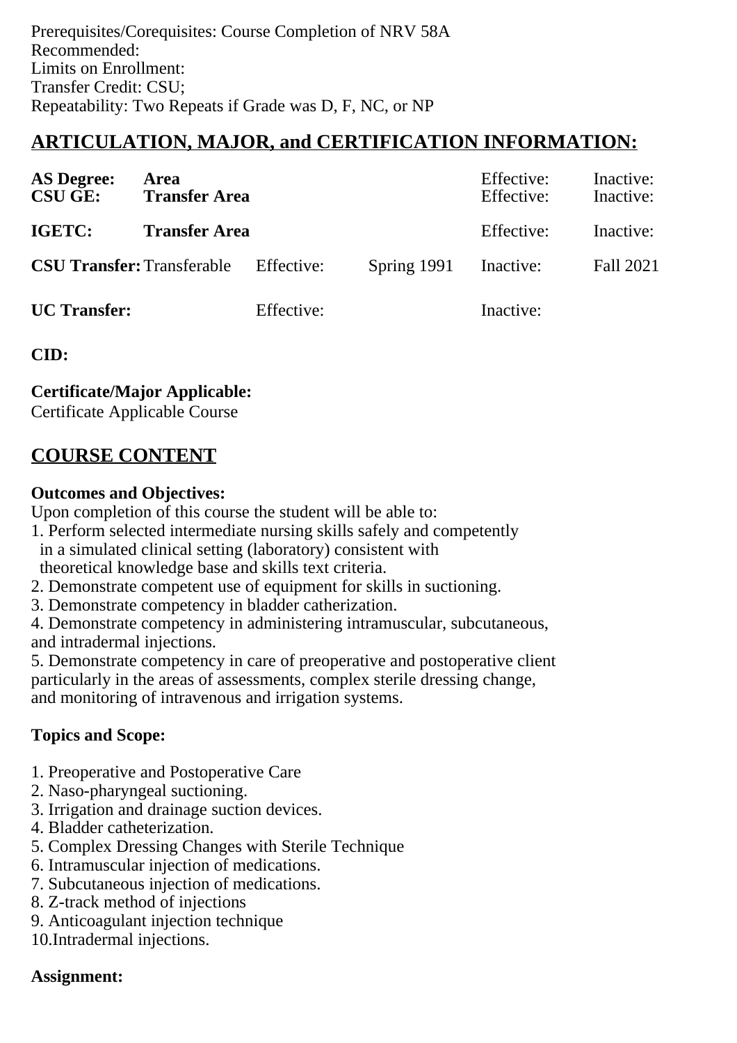Prerequisites/Corequisites: Course Completion of NRV 58A
Recommended:
Limits on Enrollment:
Transfer Credit: CSU;
Repeatability: Two Repeats if Grade was D, F, NC, or NP

## ARTICULATION, MAJOR, and CERTIFICATION INFORMATION:

| | | | | | |
|---|---|---|---|---|---|
| **AS Degree:** | **Area** | | | Effective: | Inactive: |
| **CSU GE:** | **Transfer Area** | | | Effective: | Inactive: |
| **IGETC:** | **Transfer Area** | | | Effective: | Inactive: |
| **CSU Transfer:** | Transferable | Effective: | Spring 1991 | Inactive: | Fall 2021 |
| **UC Transfer:** | | Effective: | | Inactive: | |

**CID:**

**Certificate/Major Applicable:**
Certificate Applicable Course

## COURSE CONTENT

**Outcomes and Objectives:**
Upon completion of this course the student will be able to:
1. Perform selected intermediate nursing skills safely and competently in a simulated clinical setting (laboratory) consistent with theoretical knowledge base and skills text criteria.
2. Demonstrate competent use of equipment for skills in suctioning.
3. Demonstrate competency in bladder catherization.
4. Demonstrate competency in administering intramuscular, subcutaneous, and intradermal injections.
5. Demonstrate competency in care of preoperative and postoperative client particularly in the areas of assessments, complex sterile dressing change, and monitoring of intravenous and irrigation systems.

**Topics and Scope:**

1. Preoperative and Postoperative Care
2. Naso-pharyngeal suctioning.
3. Irrigation and drainage suction devices.
4. Bladder catheterization.
5. Complex Dressing Changes with Sterile Technique
6. Intramuscular injection of medications.
7. Subcutaneous injection of medications.
8. Z-track method of injections
9. Anticoagulant injection technique
10. Intradermal injections.

**Assignment:**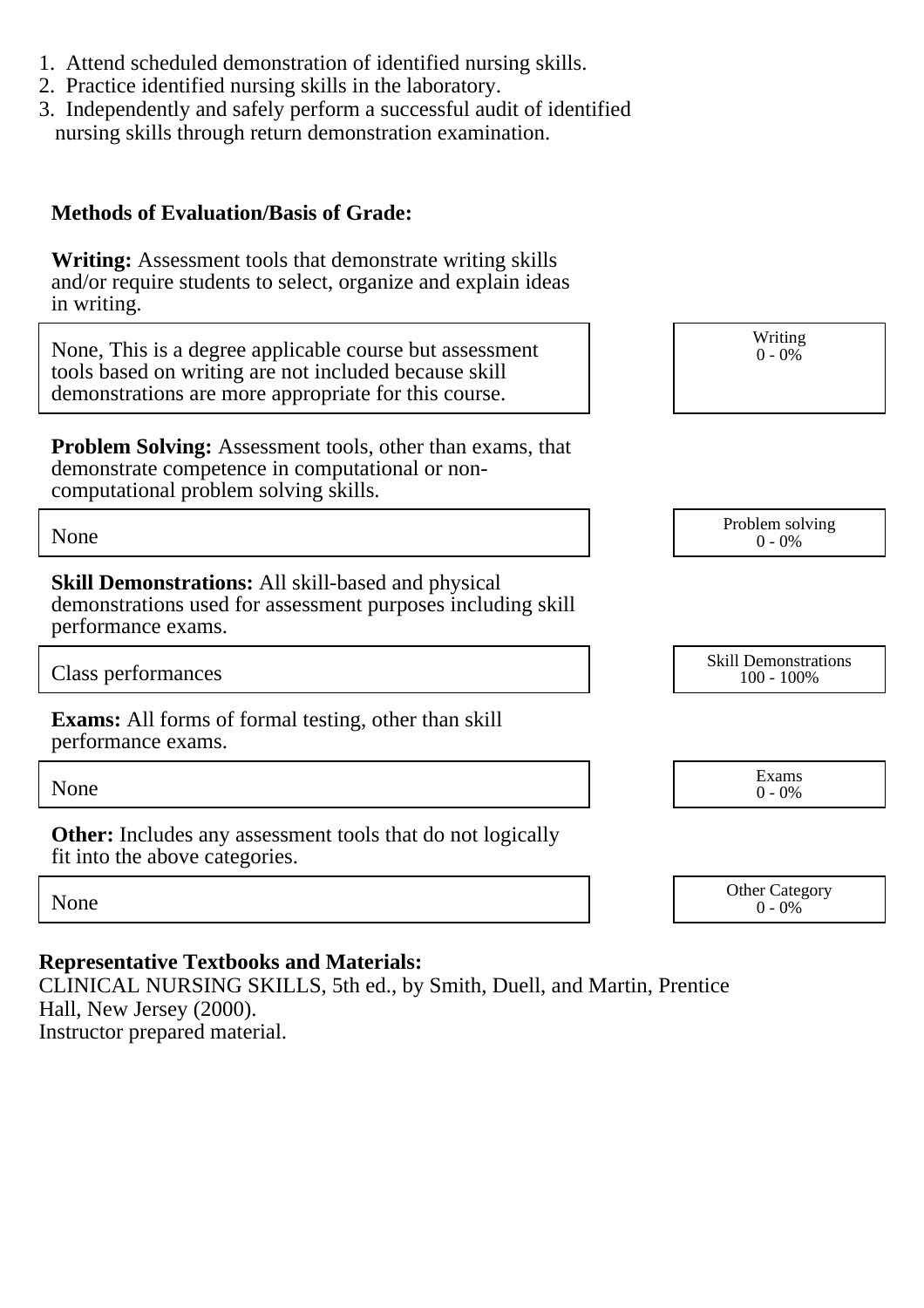1. Attend scheduled demonstration of identified nursing skills.
2. Practice identified nursing skills in the laboratory.
3. Independently and safely perform a successful audit of identified nursing skills through return demonstration examination.

**Methods of Evaluation/Basis of Grade:**

**Writing:** Assessment tools that demonstrate writing skills and/or require students to select, organize and explain ideas in writing.

| | |
|---|---|
| None, This is a degree applicable course but assessment tools based on writing are not included because skill demonstrations are more appropriate for this course. | Writing<br>0 - 0% |

**Problem Solving:** Assessment tools, other than exams, that demonstrate competence in computational or non-computational problem solving skills.

| | |
|---|---|
| None | Problem solving<br>0 - 0% |

**Skill Demonstrations:** All skill-based and physical demonstrations used for assessment purposes including skill performance exams.

| | |
|---|---|
| Class performances | Skill Demonstrations<br>100 - 100% |

**Exams:** All forms of formal testing, other than skill performance exams.

| | |
|---|---|
| None | Exams<br>0 - 0% |

**Other:** Includes any assessment tools that do not logically fit into the above categories.

| | |
|---|---|
| None | Other Category<br>0 - 0% |

**Representative Textbooks and Materials:**
CLINICAL NURSING SKILLS, 5th ed., by Smith, Duell, and Martin, Prentice Hall, New Jersey (2000).
Instructor prepared material.